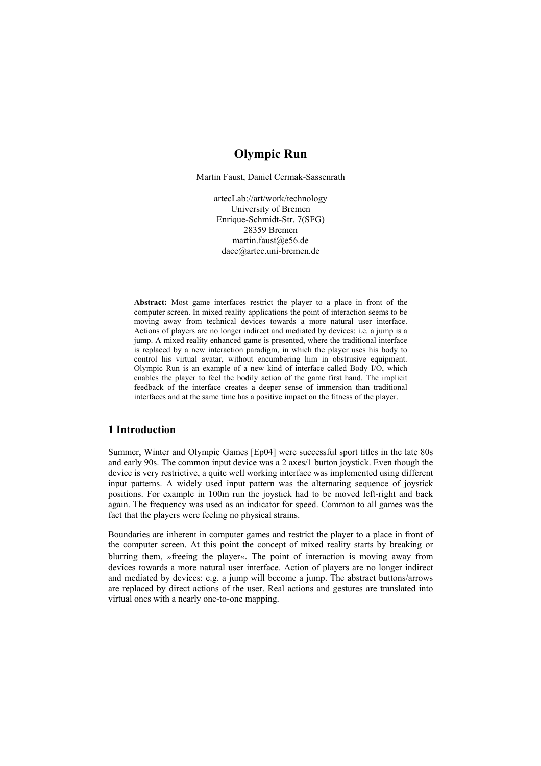# Olympic Run

Martin Faust, Daniel Cermak-Sassenrath

artecLab://art/work/technology
University of Bremen
Enrique-Schmidt-Str. 7(SFG)
28359 Bremen
martin.faust@e56.de
dace@artec.uni-bremen.de

**Abstract:** Most game interfaces restrict the player to a place in front of the computer screen. In mixed reality applications the point of interaction seems to be moving away from technical devices towards a more natural user interface. Actions of players are no longer indirect and mediated by devices: i.e. a jump is a jump. A mixed reality enhanced game is presented, where the traditional interface is replaced by a new interaction paradigm, in which the player uses his body to control his virtual avatar, without encumbering him in obstrusive equipment. Olympic Run is an example of a new kind of interface called Body I/O, which enables the player to feel the bodily action of the game first hand. The implicit feedback of the interface creates a deeper sense of immersion than traditional interfaces and at the same time has a positive impact on the fitness of the player.

## 1 Introduction

Summer, Winter and Olympic Games [Ep04] were successful sport titles in the late 80s and early 90s. The common input device was a 2 axes/1 button joystick. Even though the device is very restrictive, a quite well working interface was implemented using different input patterns. A widely used input pattern was the alternating sequence of joystick positions. For example in 100m run the joystick had to be moved left-right and back again. The frequency was used as an indicator for speed. Common to all games was the fact that the players were feeling no physical strains.

Boundaries are inherent in computer games and restrict the player to a place in front of the computer screen. At this point the concept of mixed reality starts by breaking or blurring them, »freeing the player«. The point of interaction is moving away from devices towards a more natural user interface. Action of players are no longer indirect and mediated by devices: e.g. a jump will become a jump. The abstract buttons/arrows are replaced by direct actions of the user. Real actions and gestures are translated into virtual ones with a nearly one-to-one mapping.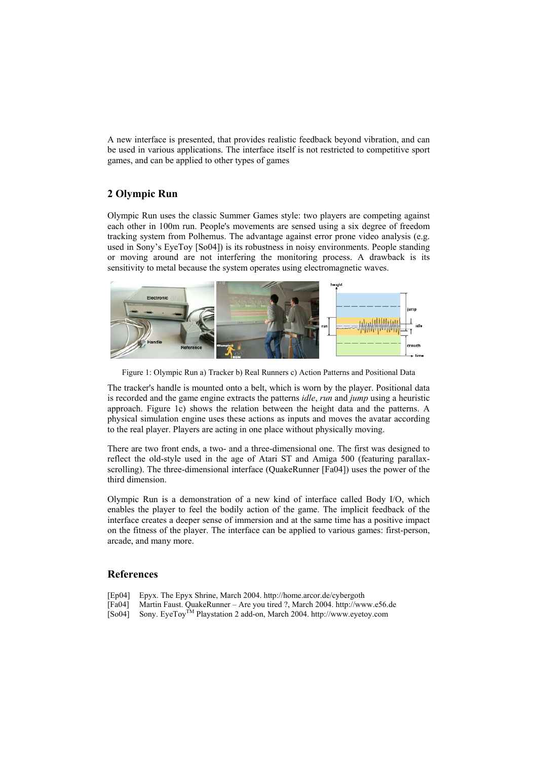A new interface is presented, that provides realistic feedback beyond vibration, and can be used in various applications. The interface itself is not restricted to competitive sport games, and can be applied to other types of games

## 2 Olympic Run

Olympic Run uses the classic Summer Games style: two players are competing against each other in 100m run. People's movements are sensed using a six degree of freedom tracking system from Polhemus. The advantage against error prone video analysis (e.g. used in Sony's EyeToy [So04]) is its robustness in noisy environments. People standing or moving around are not interfering the monitoring process. A drawback is its sensitivity to metal because the system operates using electromagnetic waves.

Electronic
Handle
Reference
height
jump
run
idle
crouch
time

Figure 1: Olympic Run a) Tracker b) Real Runners c) Action Patterns and Positional Data

The tracker's handle is mounted onto a belt, which is worn by the player. Positional data is recorded and the game engine extracts the patterns *idle*, *run* and *jump* using a heuristic approach. Figure 1c) shows the relation between the height data and the patterns. A physical simulation engine uses these actions as inputs and moves the avatar according to the real player. Players are acting in one place without physically moving.

There are two front ends, a two- and a three-dimensional one. The first was designed to reflect the old-style used in the age of Atari ST and Amiga 500 (featuring parallax-scrolling). The three-dimensional interface (QuakeRunner [Fa04]) uses the power of the third dimension.

Olympic Run is a demonstration of a new kind of interface called Body I/O, which enables the player to feel the bodily action of the game. The implicit feedback of the interface creates a deeper sense of immersion and at the same time has a positive impact on the fitness of the player. The interface can be applied to various games: first-person, arcade, and many more.

## References

[Ep04] Epyx. The Epyx Shrine, March 2004. http://home.arcor.de/cybergoth

[Fa04] Martin Faust. QuakeRunner – Are you tired ?, March 2004. http://www.e56.de

[So04] Sony. EyeToy™ Playstation 2 add-on, March 2004. http://www.eyetoy.com